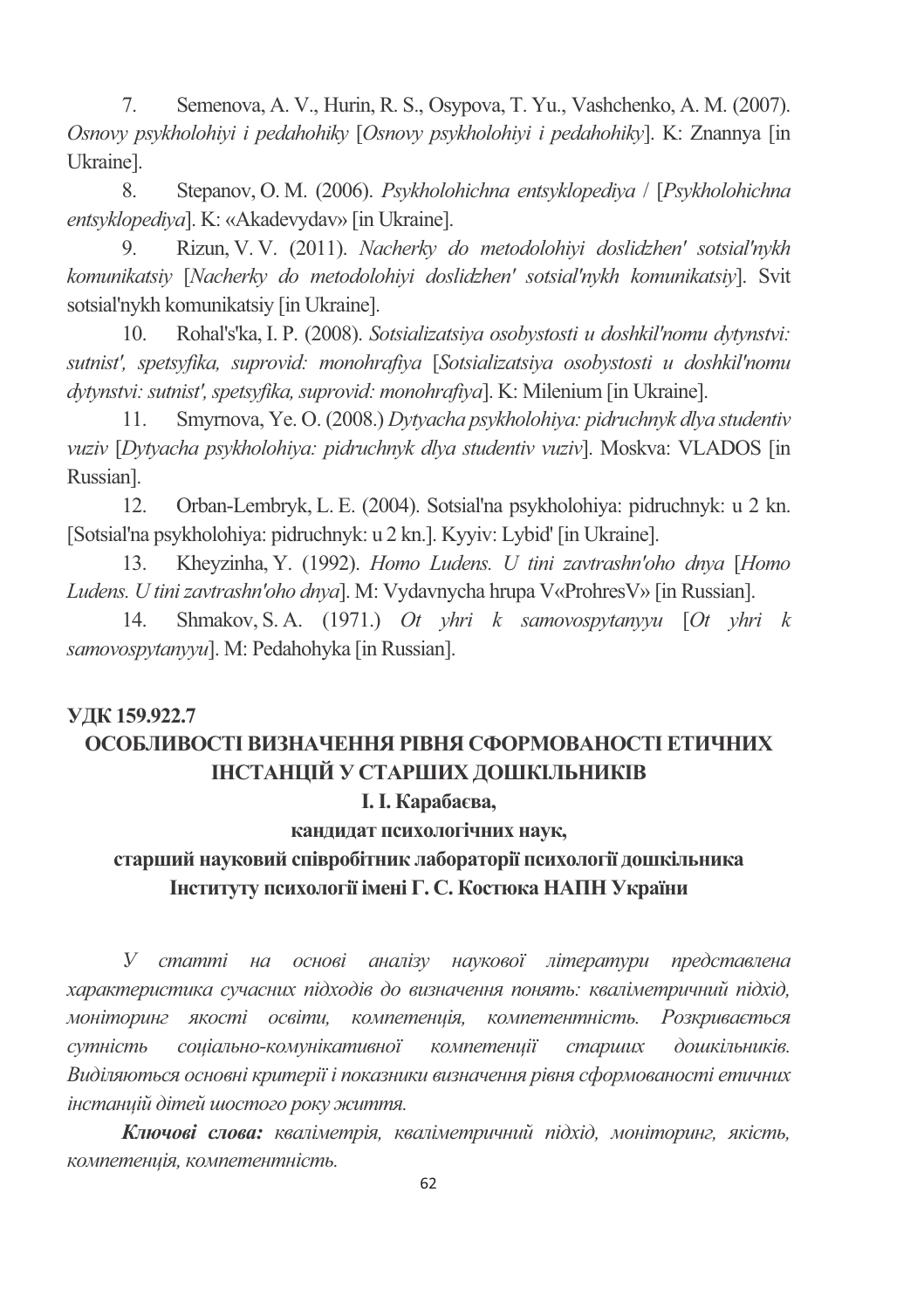7. Semenova, A. V., Hurin, R. S., Osypova, T. Yu., Vashchenko, A. M. (2007). *Osnovy psykholohiyi i pedahohiky* [*Osnovy psykholohiyi i pedahohiky*]. K: Znannya [in Ukraine].

8. Stepanov, O. M. (2006). *Psykholohichna entsyklopediya* / [*Psykholohichna entsyklopediya*]. K: «Akadevydav» [in Ukraine].

9. Rizun, V. V. (2011). *Nacherky do metodolohiyi doslidzhen' sotsial'nykh komunikatsiy* [*Nacherky do metodolohiyi doslidzhen' sotsial'nykh komunikatsiy*]. Svit sotsial'nykh komunikatsiy [in Ukraine].

10. Rohal's'ka, I. P. (2008). *Sotsializatsiya osobystosti u doshkil'nomu dytynstvi: sutnist', spetsyfika, suprovid: monohrafiya* [*Sotsializatsiya osobystosti u doshkil'nomu dytynstvi: sutnist', spetsyfika, suprovid: monohrafiya*]. K: Milenium [in Ukraine].

11. Smyrnova, Ye. O. (2008.) *Dytyacha psykholohiya: pidruchnyk dlya studentiv vuziv* [*Dytyacha psykholohiya: pidruchnyk dlya studentiv vuziv*]. Moskva: VLADOS [in Russian].

12. Orban-Lembryk, L. E. (2004). Sotsial'na psykholohiya: pidruchnyk: u 2 kn. [Sotsial'na psykholohiya: pidruchnyk: u 2 kn.]. Kyyiv: Lybid' [in Ukraine].

13. Kheyzinha, Y. (1992). *Homo Ludens. U tini zavtrashn'oho dnya* [*Homo Ludens. U tini zavtrashn'oho dnya*]. M: Vydavnycha hrupa V«ProhresV» [in Russian].

14. Shmakov, S. A. (1971.) *Ot yhri k samovospytanyyu* [*Ot yhri k samovospytanyyu*]. M: Pedahohyka [in Russian].

**УДК 159.922.7**

# ОСОБЛИВОСТІ ВИЗНАЧЕННЯ РІВНЯ СФОРМОВАНОСТІ ЕТИЧНИХ ІНСТАНЦІЙ У СТАРШИХ ДОШКІЛЬНИКІВ

**І. І. Карабаєва,**

**кандидат психологічних наук,**

**старший науковий співробітник лабораторії психології дошкільника Інституту психології імені Г. С. Костюка НАПН України**

*У статті на основі аналізу наукової літератури представлена характеристика сучасних підходів до визначення понять: кваліметричний підхід, моніторинг якості освіти, компетенція, компетентність. Розкривається сутність соціально-комунікативної компетенції старших дошкільників. Виділяються основні критерії і показники визначення рівня сформованості етичних інстанцій дітей шостого року життя.*

***Ключові слова:*** *кваліметрія, кваліметричний підхід, моніторинг, якість, компетенція, компетентність.*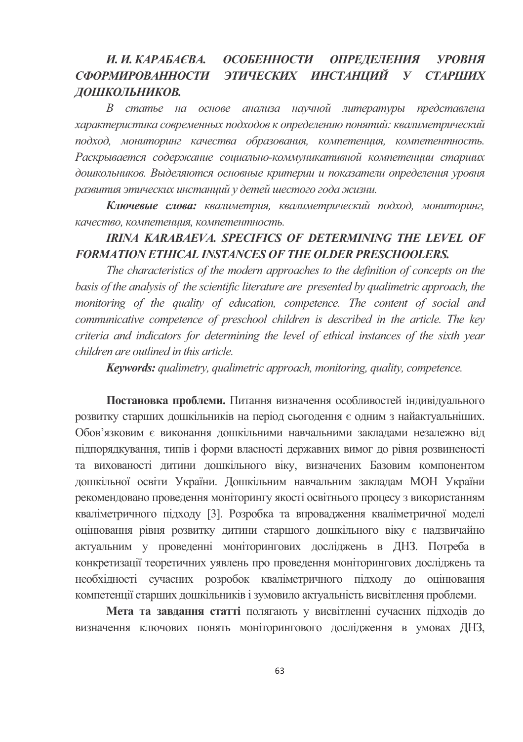***И. И. КАРАБАЄВА. ОСОБЕННОСТИ ОПРЕДЕЛЕНИЯ УРОВНЯ СФОРМИРОВАННОСТИ ЭТИЧЕСКИХ ИНСТАНЦИЙ У СТАРШИХ ДОШКОЛЬНИКОВ.***

*В статье на основе анализа научной литературы представлена характеристика современных подходов к определению понятий: квалиметрический подход, мониторинг качества образования, компетенция, компетентность. Раскрывается содержание социально-коммуникативной компетенции старших дошкольников. Выделяются основные критерии и показатели определения уровня развития этических инстанций у детей шестого года жизни.*

***Ключевые слова:*** *квалиметрия, квалиметрический подход, мониторинг, качество, компетенция, компетентность.*

***IRINA KARABAEVA. SPECIFICS OF DETERMINING THE LEVEL OF FORMATION ETHICAL INSTANCES OF THE OLDER PRESCHOOLERS.***

*The characteristics of the modern approaches to the definition of concepts on the basis of the analysis of the scientific literature are presented by qualimetric approach, the monitoring of the quality of education, competence. The content of social and communicative competence of preschool children is described in the article. The key criteria and indicators for determining the level of ethical instances of the sixth year children are outlined in this article.*

***Keywords:*** *qualimetry, qualimetric approach, monitoring, quality, competence.*

**Постановка проблеми.** Питання визначення особливостей індивідуального розвитку старших дошкільників на період сьогодення є одним з найактуальніших. Обов'язковим є виконання дошкільними навчальними закладами незалежно від підпорядкування, типів і форми власності державних вимог до рівня розвиненості та вихованості дитини дошкільного віку, визначених Базовим компонентом дошкільної освіти України. Дошкільним навчальним закладам МОН України рекомендовано проведення моніторингу якості освітнього процесу з використанням кваліметричного підходу [3]. Розробка та впровадження кваліметричної моделі оцінювання рівня розвитку дитини старшого дошкільного віку є надзвичайно актуальним у проведенні моніторингових досліджень в ДНЗ. Потреба в конкретизації теоретичних уявлень про проведення моніторингових досліджень та необхідності сучасних розробок кваліметричного підходу до оцінювання компетенції старших дошкільників і зумовило актуальність висвітлення проблеми.

**Мета та завдання статті** полягають у висвітленні сучасних підходів до визначення ключових понять моніторингового дослідження в умовах ДНЗ,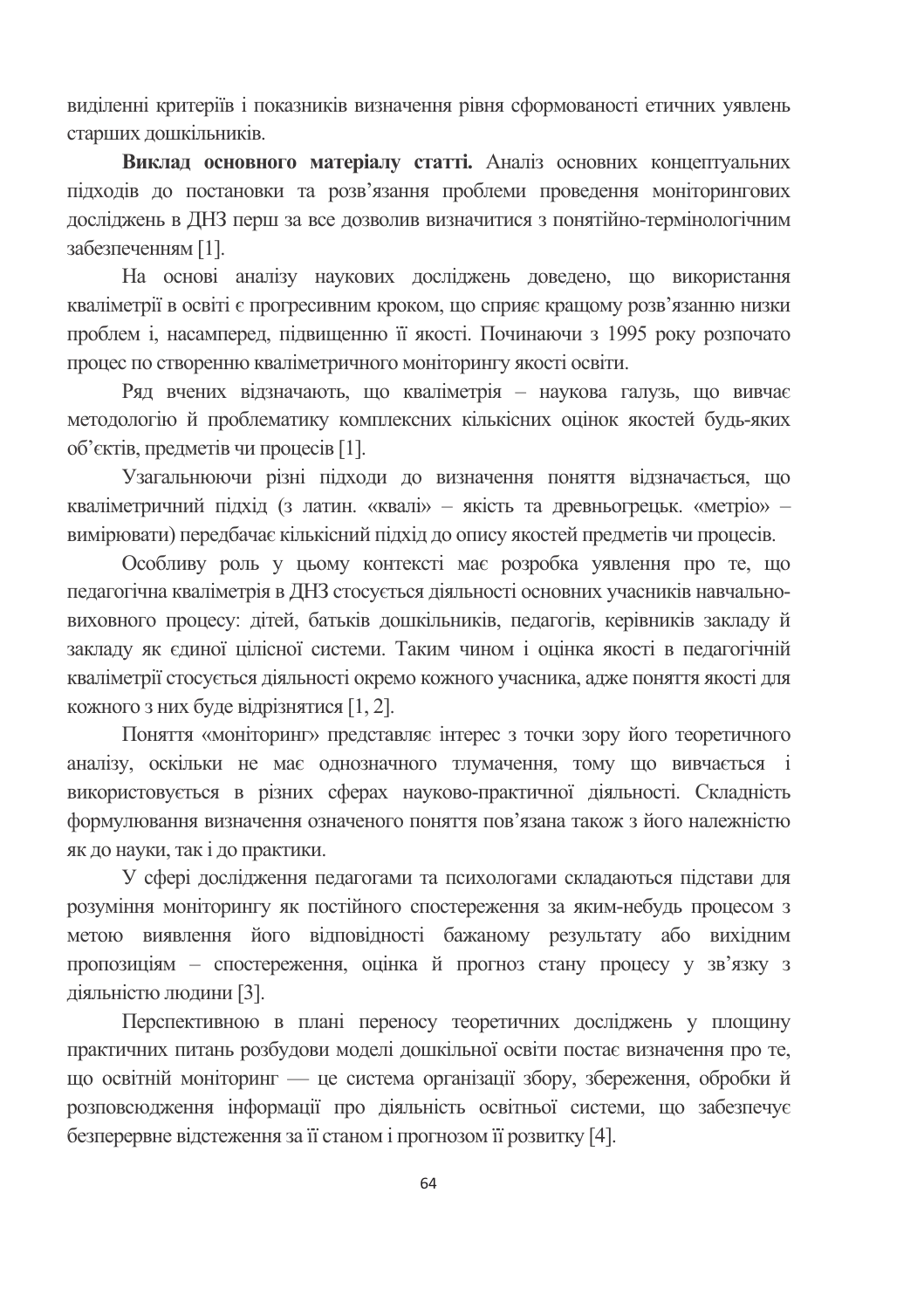виділенні критеріїв і показників визначення рівня сформованості етичних уявлень старших дошкільників.

**Виклад основного матеріалу статті.** Аналіз основних концептуальних підходів до постановки та розв’язання проблеми проведення моніторингових досліджень в ДНЗ перш за все дозволив визначитися з понятійно-термінологічним забезпеченням [1].

На основі аналізу наукових досліджень доведено, що використання кваліметрії в освіті є прогресивним кроком, що сприяє кращому розв’язанню низки проблем і, насамперед, підвищенню її якості. Починаючи з 1995 року розпочато процес по створенню кваліметричного моніторингу якості освіти.

Ряд вчених відзначають, що кваліметрія – наукова галузь, що вивчає методологію й проблематику комплексних кількісних оцінок якостей будь-яких об’єктів, предметів чи процесів [1].

Узагальнюючи різні підходи до визначення поняття відзначається, що кваліметричний підхід (з латин. «кваліׅ» – якість та древньогрецьк. «метріо» – вимірювати) передбачає кількісний підхід до опису якостей предметів чи процесів.

Особливу роль у цьому контексті має розробка уявлення про те, що педагогічна кваліметрія в ДНЗ стосується діяльності основних учасників навчально-виховного процесу: дітей, батьків дошкільників, педагогів, керівників закладу й закладу як єдиної цілісної системи. Таким чином і оцінка якості в педагогічній кваліметрії стосується діяльності окремо кожного учасника, адже поняття якості для кожного з них буде відрізнятися [1, 2].

Поняття «моніторинг» представляє інтерес з точки зору його теоретичного аналізу, оскільки не має однозначного тлумачення, тому що вивчається і використовується в різних сферах науково-практичної діяльності. Складність формулювання визначення означеного поняття пов’язана також з його належністю як до науки, так і до практики.

У сфері дослідження педагогами та психологами складаються підстави для розуміння моніторингу як постійного спостереження за яким-небудь процесом з метою виявлення його відповідності бажаному результату або вихідним пропозиціям – спостереження, оцінка й прогноз стану процесу у зв’язку з діяльністю людини [3].

Перспективною в плані переносу теоретичних досліджень у площину практичних питань розбудови моделі дошкільної освіти постає визначення про те, що освітній моніторинг — це система організації збору, збереження, обробки й розповсюдження інформації про діяльність освітньої системи, що забезпечує безперервне відстеження за її станом і прогнозом її розвитку [4].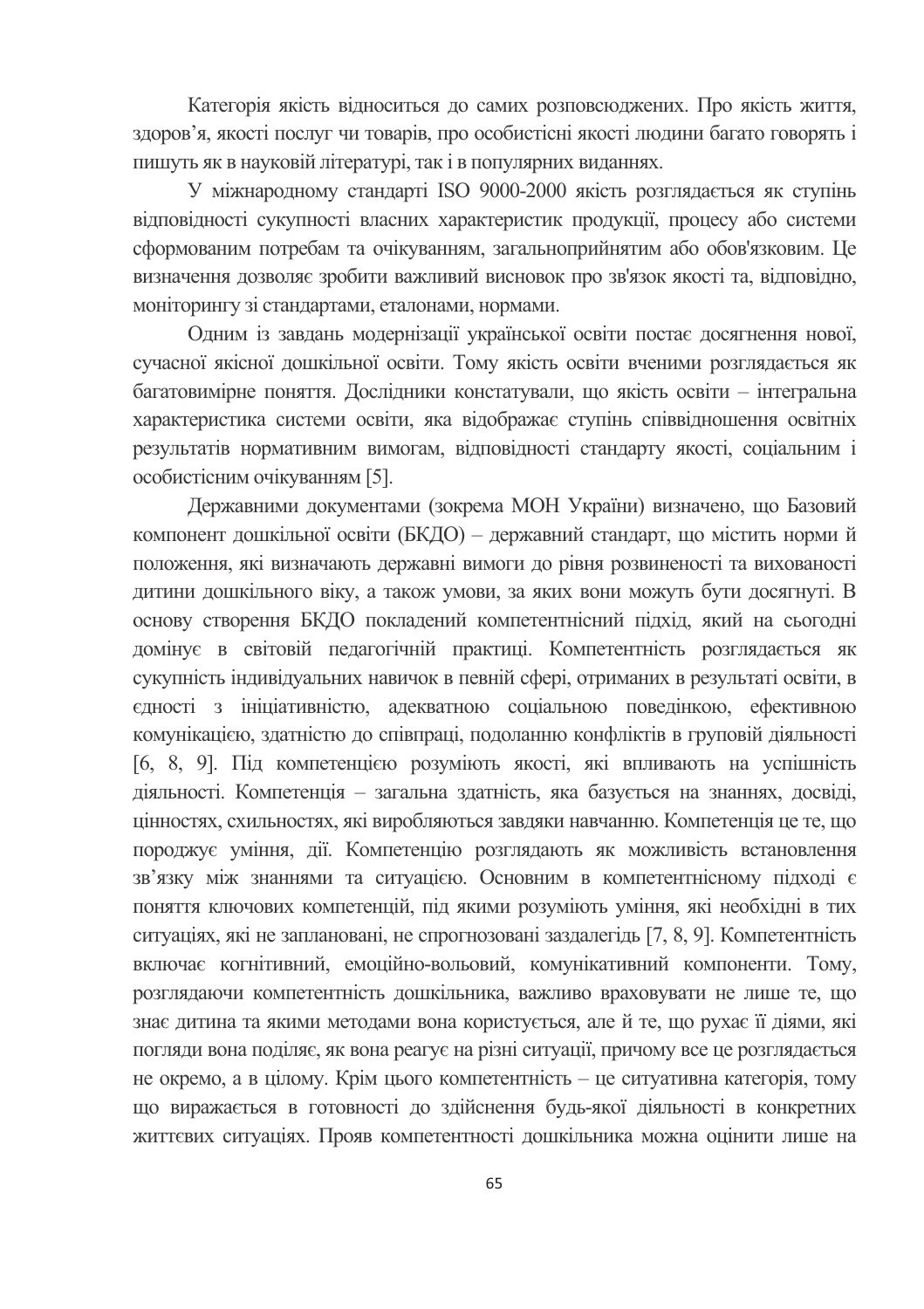Категорія якість відноситься до самих розповсюджених. Про якість життя, здоров'я, якості послуг чи товарів, про особистісні якості людини багато говорять і пишуть як в науковій літературі, так і в популярних виданнях.

У міжнародному стандарті ISO 9000-2000 якість розглядається як ступінь відповідності сукупності власних характеристик продукції, процесу або системи сформованим потребам та очікуванням, загальноприйнятим або обов'язковим. Це визначення дозволяє зробити важливий висновок про зв'язок якості та, відповідно, моніторингу зі стандартами, еталонами, нормами.

Одним із завдань модернізації української освіти постає досягнення нової, сучасної якісної дошкільної освіти. Тому якість освіти вченими розглядається як багатовимірне поняття. Дослідники констатували, що якість освіти – інтегральна характеристика системи освіти, яка відображає ступінь співвідношення освітніх результатів нормативним вимогам, відповідності стандарту якості, соціальним і особистісним очікуванням [5].

Державними документами (зокрема МОН України) визначено, що Базовий компонент дошкільної освіти (БКДО) – державний стандарт, що містить норми й положення, які визначають державні вимоги до рівня розвиненості та вихованості дитини дошкільного віку, а також умови, за яких вони можуть бути досягнуті. В основу створення БКДО покладений компетентнісний підхід, який на сьогодні домінує в світовій педагогічній практиці. Компетентність розглядається як сукупність індивідуальних навичок в певній сфері, отриманих в результаті освіти, в єдності з ініціативністю, адекватною соціальною поведінкою, ефективною комунікацією, здатністю до співпраці, подоланню конфліктів в груповій діяльності [6, 8, 9]. Під компетенцією розуміють якості, які впливають на успішність діяльності. Компетенція – загальна здатність, яка базується на знаннях, досвіді, цінностях, схильностях, які виробляються завдяки навчанню. Компетенція це те, що породжує уміння, дії. Компетенцію розглядають як можливість встановлення зв'язку між знаннями та ситуацією. Основним в компетентнісному підході є поняття ключових компетенцій, під якими розуміють уміння, які необхідні в тих ситуаціях, які не заплановані, не спрогнозовані заздалегідь [7, 8, 9]. Компетентність включає когнітивний, емоційно-вольовий, комунікативний компоненти. Тому, розглядаючи компетентність дошкільника, важливо враховувати не лише те, що знає дитина та якими методами вона користується, але й те, що рухає її діями, які погляди вона поділяє, як вона реагує на різні ситуації, причому все це розглядається не окремо, а в цілому. Крім цього компетентність – це ситуативна категорія, тому що виражається в готовності до здійснення будь-якої діяльності в конкретних життєвих ситуаціях. Прояв компетентності дошкільника можна оцінити лише на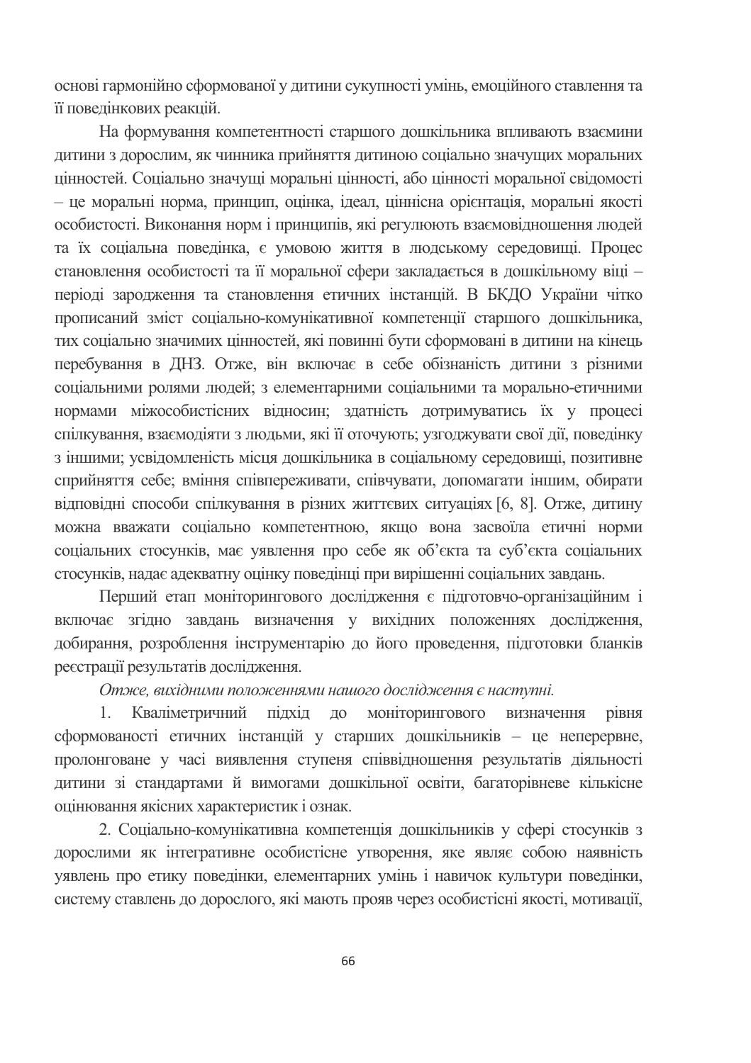основі гармонійно сформованої у дитини сукупності умінь, емоційного ставлення та її поведінкових реакцій.

На формування компетентності старшого дошкільника впливають взаємини дитини з дорослим, як чинника прийняття дитиною соціально значущих моральних цінностей. Соціально значущі моральні цінності, або цінності моральної свідомості – це моральні норма, принцип, оцінка, ідеал, ціннісна орієнтація, моральні якості особистості. Виконання норм і принципів, які регулюють взаємовідношення людей та їх соціальна поведінка, є умовою життя в людському середовищі. Процес становлення особистості та її моральної сфери закладається в дошкільному віці – періоді зародження та становлення етичних інстанцій. В БКДО України чітко прописаний зміст соціально-комунікативної компетенції старшого дошкільника, тих соціально значимих цінностей, які повинні бути сформовані в дитини на кінець перебування в ДНЗ. Отже, він включає в себе обізнаність дитини з різними соціальними ролями людей; з елементарними соціальними та морально-етичними нормами міжособистісних відносин; здатність дотримуватись їх у процесі спілкування, взаємодіяти з людьми, які її оточують; узгоджувати свої дії, поведінку з іншими; усвідомленість місця дошкільника в соціальному середовищі, позитивне сприйняття себе; вміння співпереживати, співчувати, допомагати іншим, обирати відповідні способи спілкування в різних життєвих ситуаціях [6, 8]. Отже, дитину можна вважати соціально компетентною, якщо вона засвоїла етичні норми соціальних стосунків, має уявлення про себе як об'єкта та суб'єкта соціальних стосунків, надає адекватну оцінку поведінці при вирішенні соціальних завдань.

Перший етап моніторингового дослідження є підготовчо-організаційним і включає згідно завдань визначення у вихідних положеннях дослідження, добирання, розроблення інструментарію до його проведення, підготовки бланків реєстрації результатів дослідження.

*Отже, вихідними положеннями нашого дослідження є наступні.*

1. Кваліметричний підхід до моніторингового визначення рівня сформованості етичних інстанцій у старших дошкільників – це неперервне, пролонговане у часі виявлення ступеня співвідношення результатів діяльності дитини зі стандартами й вимогами дошкільної освіти, багаторівневе кількісне оцінювання якісних характеристик і ознак.

2. Соціально-комунікативна компетенція дошкільників у сфері стосунків з дорослими як інтегративне особистісне утворення, яке являє собою наявність уявлень про етику поведінки, елементарних умінь і навичок культури поведінки, систему ставлень до дорослого, які мають прояв через особистісні якості, мотивації,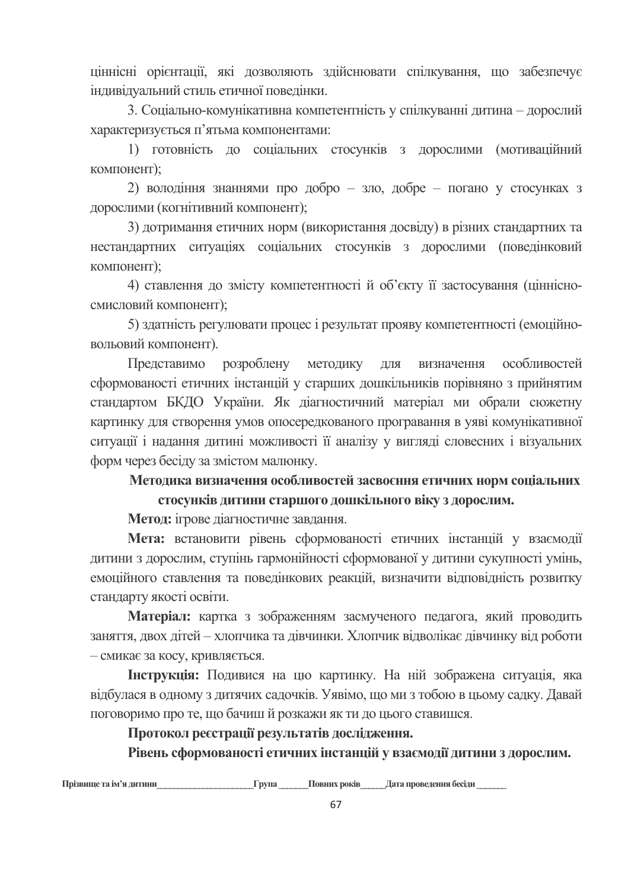ціннісні орієнтації, які дозволяють здійснювати спілкування, що забезпечує індивідуальний стиль етичної поведінки.

3. Соціально-комунікативна компетентність у спілкуванні дитина – дорослий характеризується п'ятьма компонентами:

1) готовність до соціальних стосунків з дорослими (мотиваційний компонент);

2) володіння знаннями про добро – зло, добре – погано у стосунках з дорослими (когнітивний компонент);

3) дотримання етичних норм (використання досвіду) в різних стандартних та нестандартних ситуаціях соціальних стосунків з дорослими (поведінковий компонент);

4) ставлення до змісту компетентності й об'єкту її застосування (ціннісно-смисловий компонент);

5) здатність регулювати процес і результат прояву компетентності (емоційно-вольовий компонент).

Представимо розроблену методику для визначення особливостей сформованості етичних інстанцій у старших дошкільників порівняно з прийнятим стандартом БКДО України. Як діагностичний матеріал ми обрали сюжетну картинку для створення умов опосередкованого програвання в уяві комунікативної ситуації і надання дитині можливості її аналізу у вигляді словесних і візуальних форм через бесіду за змістом малюнку.

**Методика визначення особливостей засвоєння етичних норм соціальних стосунків дитини старшого дошкільного віку з дорослим.**

**Метод:** ігрове діагностичне завдання.

**Мета:** встановити рівень сформованості етичних інстанцій у взаємодії дитини з дорослим, ступінь гармонійності сформованої у дитини сукупності умінь, емоційного ставлення та поведінкових реакцій, визначити відповідність розвитку стандарту якості освіти.

**Матеріал:** картка з зображенням засмученого педагога, який проводить заняття, двох дітей – хлопчика та дівчинки. Хлопчик відволікає дівчинку від роботи – смикає за косу, кривляється.

**Інструкція:** Подивися на цю картинку. На ній зображена ситуація, яка відбулася в одному з дитячих садочків. Уявімо, що ми з тобою в цьому садку. Давай поговоримо про те, що бачиш й розкажи як ти до цього ставишся.

**Протокол реєстрації результатів дослідження.**

**Рівень сформованості етичних інстанцій у взаємодії дитини з дорослим.**

**Прізвище та ім'я дитини____________________Група ______Повних років_____Дата проведення бесіди ______**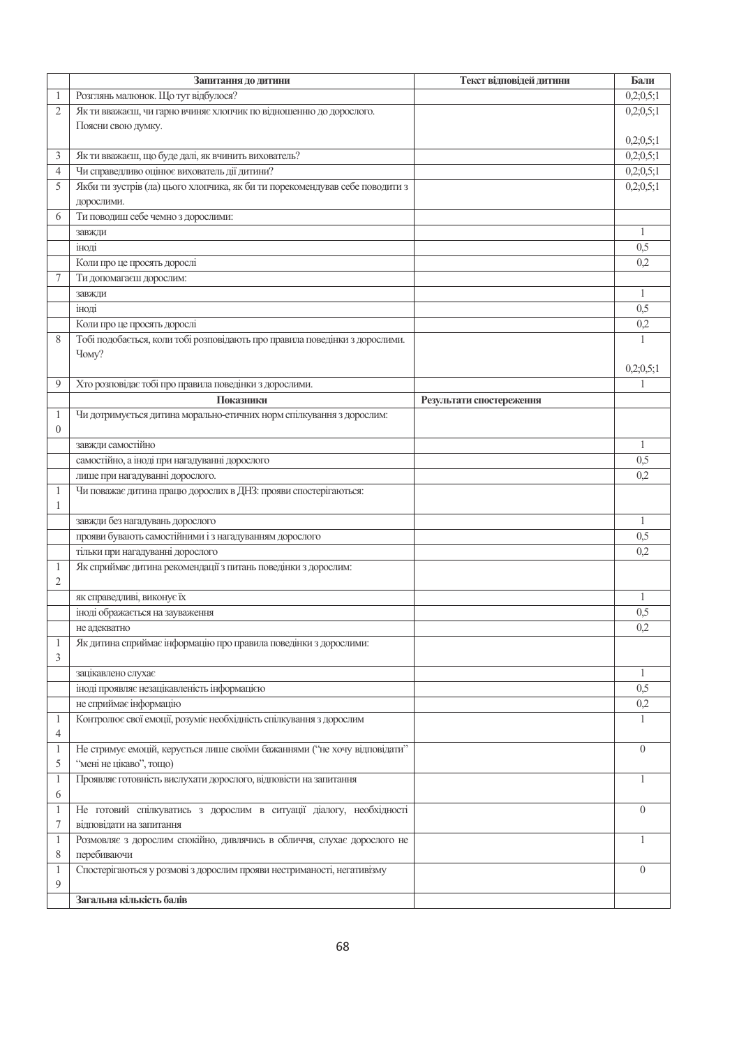| | Запитання до дитини | Текст відповідей дитини | Бали |
|---|---|---|---|
| 1 | Розглянь малюнок. Що тут відбулося? | | 0,2;0,5;1 |
| 2 | Як ти вважаєш, чи гарно вчиняє хлопчик по відношенню до дорослого. Поясни свою думку. | | 0,2;0,5;1<br><br>0,2;0,5;1 |
| 3 | Як ти вважаєш, що буде далі, як вчинить вихователь? | | 0,2;0,5;1 |
| 4 | Чи справедливо оцінює вихователь дії дитини? | | 0,2;0,5;1 |
| 5 | Якби ти зустрів (ла) цього хлопчика, як би ти порекомендував себе поводити з дорослими. | | 0,2;0,5;1 |
| 6 | Ти поводиш себе чемно з дорослими: | | |
| | завжди | | 1 |
| | іноді | | 0,5 |
| | Коли про це просять дорослі | | 0,2 |
| 7 | Ти допомагаєш дорослим: | | |
| | завжди | | 1 |
| | іноді | | 0,5 |
| | Коли про це просять дорослі | | 0,2 |
| 8 | Тобі подобається, коли тобі розповідають про правила поведінки з дорослими. Чому? | | 1<br><br>0,2;0,5;1 |
| 9 | Хто розповідає тобі про правила поведінки з дорослими. | | 1 |
| | **Показники** | **Результати спостереження** | |
| 10 | Чи дотримується дитина морально-етичних норм спілкування з дорослим: | | |
| | завжди самостійно | | 1 |
| | самостійно, а іноді при нагадуванні дорослого | | 0,5 |
| | лише при нагадуванні дорослого. | | 0,2 |
| 11 | Чи поважає дитина працю дорослих в ДНЗ: прояви спостерігаються: | | |
| | завжди без нагадувань дорослого | | 1 |
| | прояви бувають самостійними і з нагадуванням дорослого | | 0,5 |
| | тільки при нагадуванні дорослого | | 0,2 |
| 12 | Як сприймає дитина рекомендації з питань поведінки з дорослим: | | |
| | як справедливі, виконує їх | | 1 |
| | іноді ображається на зауваження | | 0,5 |
| | не адекватно | | 0,2 |
| 13 | Як дитина сприймає інформацію про правила поведінки з дорослими: | | |
| | зацікавлено слухає | | 1 |
| | іноді проявляє незацікавленість інформацією | | 0,5 |
| | не сприймає інформацію | | 0,2 |
| 14 | Контролює свої емоції, розуміє необхідність спілкування з дорослим | | 1 |
| 15 | Не стримує емоцій, керується лише своїми бажаннями ("не хочу відповідати" "мені не цікаво", тощо) | | 0 |
| 16 | Проявляє готовність вислухати дорослого, відповісти на запитання | | 1 |
| 17 | Не готовий спілкуватись з дорослим в ситуації діалогу, необхідності відповідати на запитання | | 0 |
| 18 | Розмовляє з дорослим спокійно, дивлячись в обличчя, слухає дорослого не перебиваючи | | 1 |
| 19 | Спостерігаються у розмові з дорослим прояви нестриманості, негативізму | | 0 |
| | **Загальна кількість балів** | | |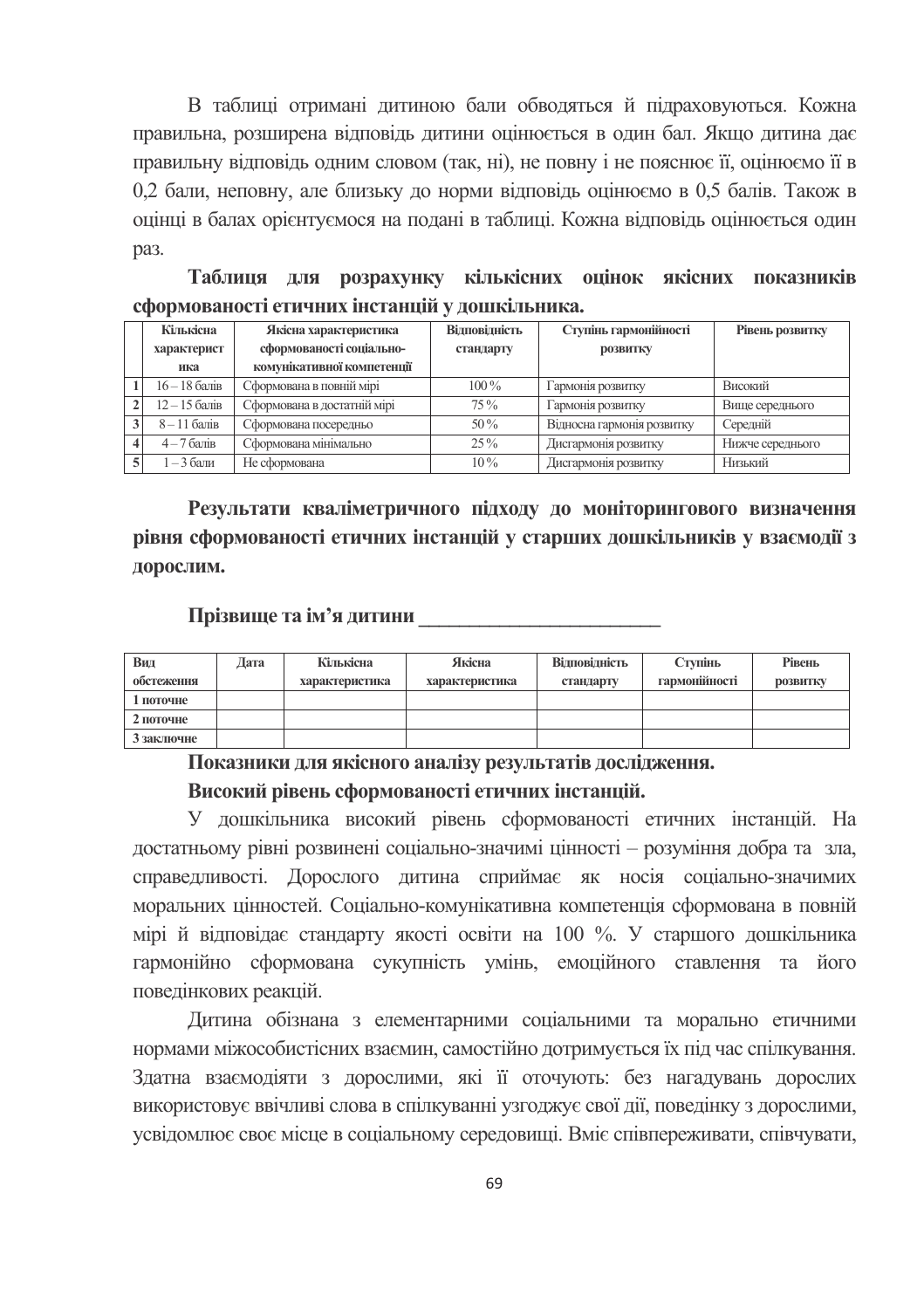В таблиці отримані дитиною бали обводяться й підраховуються. Кожна правильна, розширена відповідь дитини оцінюється в один бал. Якщо дитина дає правильну відповідь одним словом (так, ні), не повну і не пояснює її, оцінюємо її в 0,2 бали, неповну, але близьку до норми відповідь оцінюємо в 0,5 балів. Також в оцінці в балах орієнтуємося на подані в таблиці. Кожна відповідь оцінюється один раз.

**Таблиця для розрахунку кількісних оцінок якісних показників сформованості етичних інстанцій у дошкільника.**

| | Кількісна характеристика | Якісна характеристика сформованості соціально-комунікативної компетенції | Відповідність стандарту | Ступінь гармонійності розвитку | Рівень розвитку |
|---|---|---|---|---|---|
| 1 | 16 – 18 балів | Сформована в повній мірі | 100 % | Гармонія розвитку | Високий |
| 2 | 12 – 15 балів | Сформована в достатній мірі | 75 % | Гармонія розвитку | Вище середнього |
| 3 | 8 – 11 балів | Сформована посередньо | 50 % | Відносна гармонія розвитку | Середній |
| 4 | 4 – 7 балів | Сформована мінімально | 25 % | Дисгармонія розвитку | Нижче середнього |
| 5 | 1 – 3 бали | Не сформована | 10 % | Дисгармонія розвитку | Низький |

**Результати кваліметричного підходу до моніторингового визначення рівня сформованості етичних інстанцій у старших дошкільників у взаємодії з дорослим.**

**Прізвище та ім'я дитини ________________________**

| Вид обстеження | Дата | Кількісна характеристика | Якісна характеристика | Відповідність стандарту | Ступінь гармонійності | Рівень розвитку |
|---|---|---|---|---|---|---|
| 1 поточне | | | | | | |
| 2 поточне | | | | | | |
| 3 заключне | | | | | | |

**Показники для якісного аналізу результатів дослідження.**

**Високий рівень сформованості етичних інстанцій.**

У дошкільника високий рівень сформованості етичних інстанцій. На достатньому рівні розвинені соціально-значимі цінності – розуміння добра та зла, справедливості. Дорослого дитина сприймає як носія соціально-значимих моральних цінностей. Соціально-комунікативна компетенція сформована в повній мірі й відповідає стандарту якості освіти на 100 %. У старшого дошкільника гармонійно сформована сукупність умінь, емоційного ставлення та його поведінкових реакцій.

Дитина обізнана з елементарними соціальними та морально етичними нормами міжособистісних взаємин, самостійно дотримується їх під час спілкування. Здатна взаємодіяти з дорослими, які її оточують: без нагадувань дорослих використовує ввічливі слова в спілкуванні узгоджує свої дії, поведінку з дорослими, усвідомлює своє місце в соціальному середовищі. Вміє співпереживати, співчувати,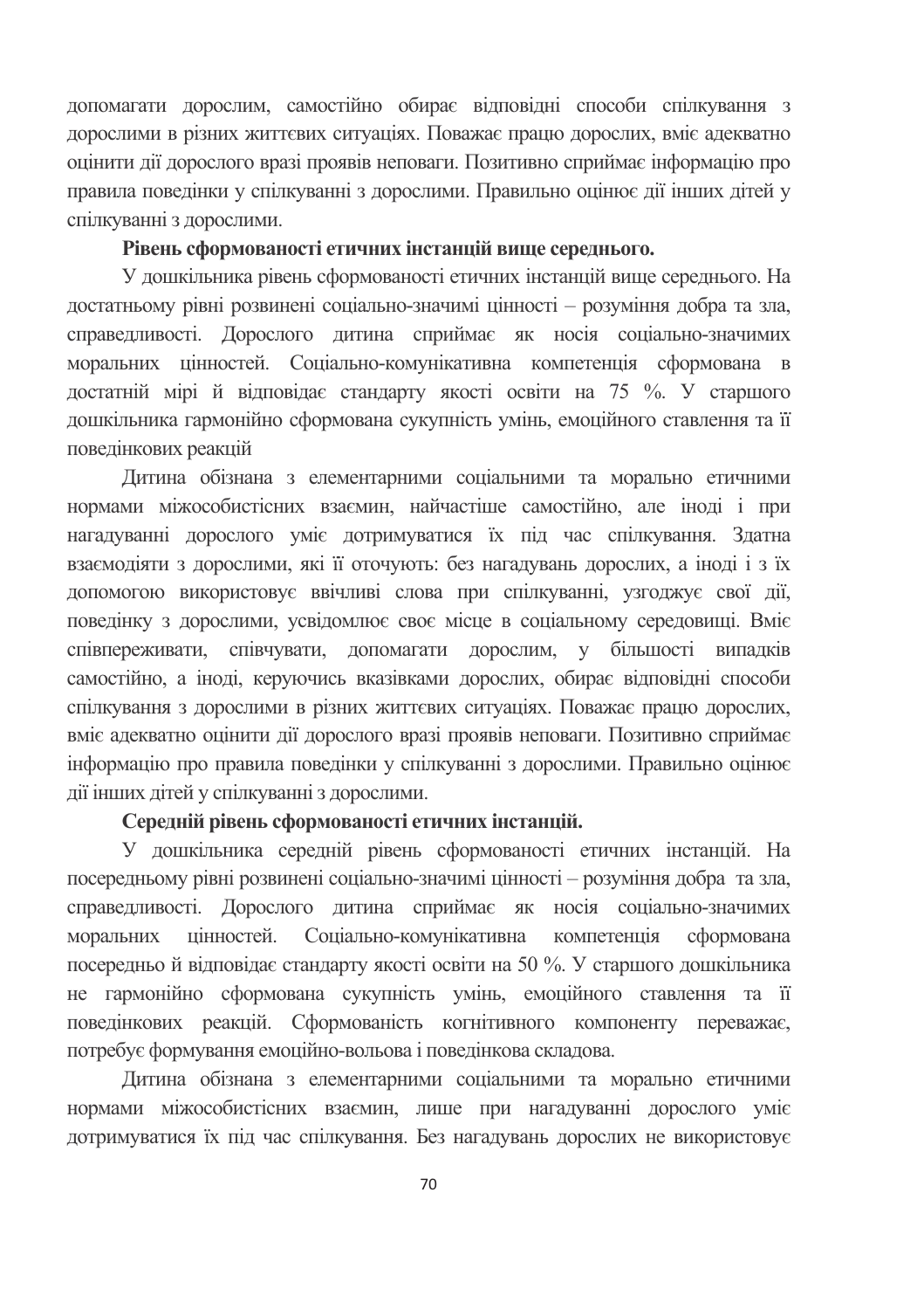допомагати дорослим, самостійно обирає відповідні способи спілкування з дорослими в різних життєвих ситуаціях. Поважає працю дорослих, вміє адекватно оцінити дії дорослого вразі проявів неповаги. Позитивно сприймає інформацію про правила поведінки у спілкуванні з дорослими. Правильно оцінює дії інших дітей у спілкуванні з дорослими.

**Рівень сформованості етичних інстанцій вище середнього.**

У дошкільника рівень сформованості етичних інстанцій вище середнього. На достатньому рівні розвинені соціально-значимі цінності – розуміння добра та зла, справедливості. Дорослого дитина сприймає як носія соціально-значимих моральних цінностей. Соціально-комунікативна компетенція сформована в достатній мірі й відповідає стандарту якості освіти на 75 %. У старшого дошкільника гармонійно сформована сукупність умінь, емоційного ставлення та її поведінкових реакцій

Дитина обізнана з елементарними соціальними та морально етичними нормами міжособистісних взаємин, найчастіше самостійно, але іноді і при нагадуванні дорослого уміє дотримуватися їх під час спілкування. Здатна взаємодіяти з дорослими, які її оточують: без нагадувань дорослих, а іноді і з їх допомогою використовує ввічливі слова при спілкуванні, узгоджує свої дії, поведінку з дорослими, усвідомлює своє місце в соціальному середовищі. Вміє співпереживати, співчувати, допомагати дорослим, у більшості випадків самостійно, а іноді, керуючись вказівками дорослих, обирає відповідні способи спілкування з дорослими в різних життєвих ситуаціях. Поважає працю дорослих, вміє адекватно оцінити дії дорослого вразі проявів неповаги. Позитивно сприймає інформацію про правила поведінки у спілкуванні з дорослими. Правильно оцінює дії інших дітей у спілкуванні з дорослими.

**Середній рівень сформованості етичних інстанцій.**

У дошкільника середній рівень сформованості етичних інстанцій. На посередньому рівні розвинені соціально-значимі цінності – розуміння добра та зла, справедливості. Дорослого дитина сприймає як носія соціально-значимих моральних цінностей. Соціально-комунікативна компетенція сформована посередньо й відповідає стандарту якості освіти на 50 %. У старшого дошкільника не гармонійно сформована сукупність умінь, емоційного ставлення та її поведінкових реакцій. Сформованість когнітивного компоненту переважає, потребує формування емоційно-вольова і поведінкова складова.

Дитина обізнана з елементарними соціальними та морально етичними нормами міжособистісних взаємин, лише при нагадуванні дорослого уміє дотримуватися їх під час спілкування. Без нагадувань дорослих не використовує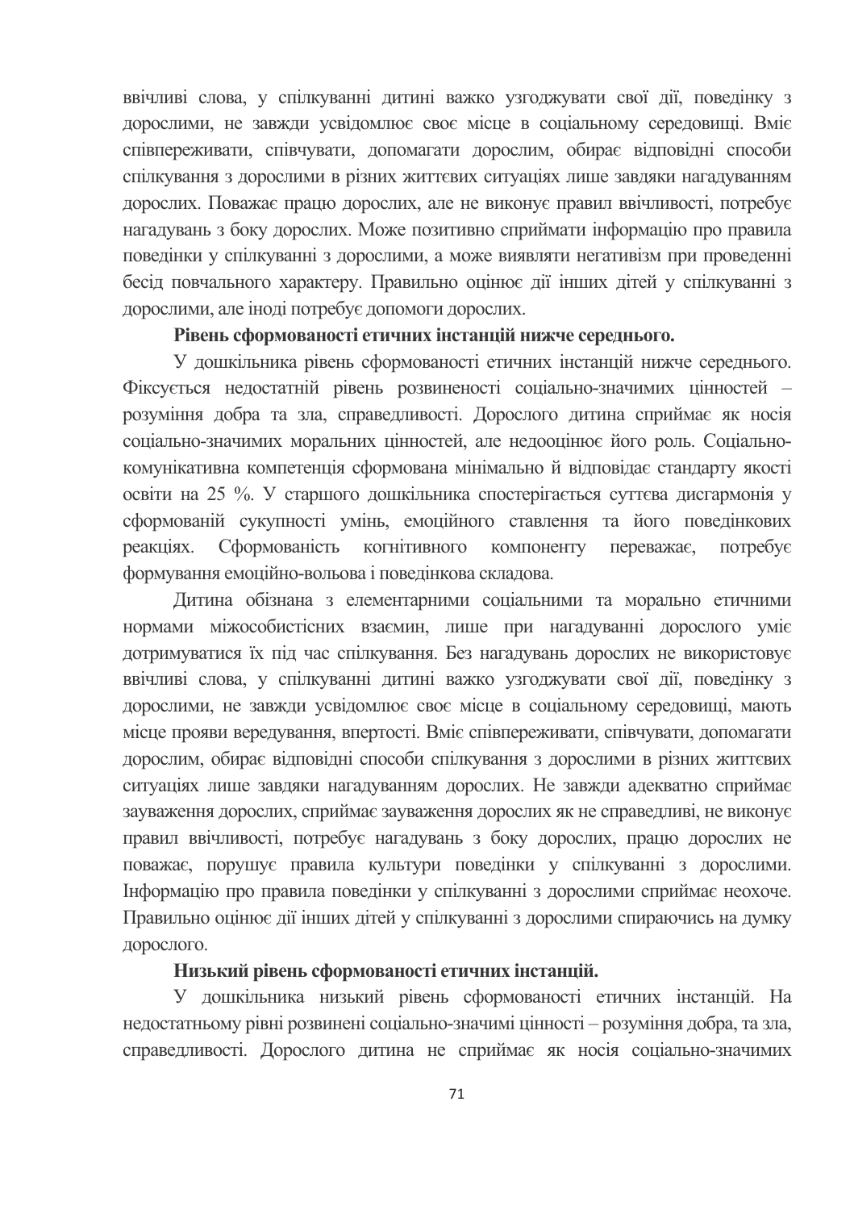ввічливі слова, у спілкуванні дитині важко узгоджувати свої дії, поведінку з дорослими, не завжди усвідомлює своє місце в соціальному середовищі. Вміє співпереживати, співчувати, допомагати дорослим, обирає відповідні способи спілкування з дорослими в різних життєвих ситуаціях лише завдяки нагадуванням дорослих. Поважає працю дорослих, але не виконує правил ввічливості, потребує нагадувань з боку дорослих. Може позитивно сприймати інформацію про правила поведінки у спілкуванні з дорослими, а може виявляти негативізм при проведенні бесід повчального характеру. Правильно оцінює дії інших дітей у спілкуванні з дорослими, але іноді потребує допомоги дорослих.

**Рівень сформованості етичних інстанцій нижче середнього.**

У дошкільника рівень сформованості етичних інстанцій нижче середнього. Фіксується недостатній рівень розвиненості соціально-значимих цінностей – розуміння добра та зла, справедливості. Дорослого дитина сприймає як носія соціально-значимих моральних цінностей, але недооцінює його роль. Соціально-комунікативна компетенція сформована мінімально й відповідає стандарту якості освіти на 25 %. У старшого дошкільника спостерігається суттєва дисгармонія у сформованій сукупності умінь, емоційного ставлення та його поведінкових реакціях. Сформованість когнітивного компоненту переважає, потребує формування емоційно-вольова і поведінкова складова.

Дитина обізнана з елементарними соціальними та морально етичними нормами міжособистісних взаємин, лише при нагадуванні дорослого уміє дотримуватися їх під час спілкування. Без нагадувань дорослих не використовує ввічливі слова, у спілкуванні дитині важко узгоджувати свої дії, поведінку з дорослими, не завжди усвідомлює своє місце в соціальному середовищі, мають місце прояви вередування, впертості. Вміє співпереживати, співчувати, допомагати дорослим, обирає відповідні способи спілкування з дорослими в різних життєвих ситуаціях лише завдяки нагадуванням дорослих. Не завжди адекватно сприймає зауваження дорослих, сприймає зауваження дорослих як не справедливі, не виконує правил ввічливості, потребує нагадувань з боку дорослих, працю дорослих не поважає, порушує правила культури поведінки у спілкуванні з дорослими. Інформацію про правила поведінки у спілкуванні з дорослими сприймає неохоче. Правильно оцінює дії інших дітей у спілкуванні з дорослими спираючись на думку дорослого.

**Низький рівень сформованості етичних інстанцій.**

У дошкільника низький рівень сформованості етичних інстанцій. На недостатньому рівні розвинені соціально-значимі цінності – розуміння добра, та зла, справедливості. Дорослого дитина не сприймає як носія соціально-значимих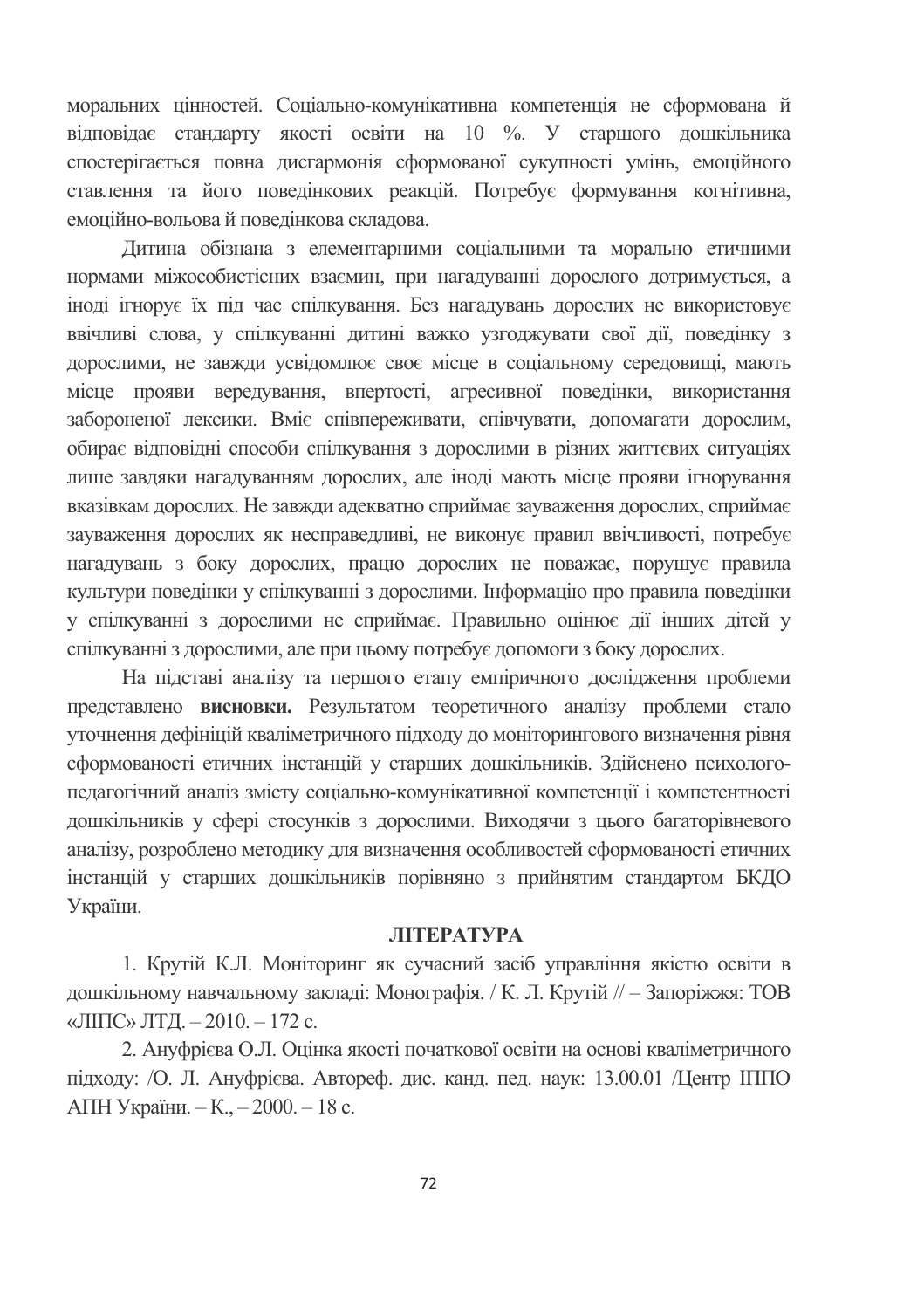моральних цінностей. Соціально-комунікативна компетенція не сформована й відповідає стандарту якості освіти на 10 %. У старшого дошкільника спостерігається повна дисгармонія сформованої сукупності умінь, емоційного ставлення та його поведінкових реакцій. Потребує формування когнітивна, емоційно-вольова й поведінкова складова.

Дитина обізнана з елементарними соціальними та морально етичними нормами міжособистісних взаємин, при нагадуванні дорослого дотримується, а іноді ігнорує їх під час спілкування. Без нагадувань дорослих не використовує ввічливі слова, у спілкуванні дитині важко узгоджувати свої дії, поведінку з дорослими, не завжди усвідомлює своє місце в соціальному середовищі, мають місце прояви вередування, впертості, агресивної поведінки, використання забороненої лексики. Вміє співпереживати, співчувати, допомагати дорослим, обирає відповідні способи спілкування з дорослими в різних життєвих ситуаціях лише завдяки нагадуванням дорослих, але іноді мають місце прояви ігнорування вказівкам дорослих. Не завжди адекватно сприймає зауваження дорослих, сприймає зауваження дорослих як несправедливі, не виконує правил ввічливості, потребує нагадувань з боку дорослих, працю дорослих не поважає, порушує правила культури поведінки у спілкуванні з дорослими. Інформацію про правила поведінки у спілкуванні з дорослими не сприймає. Правильно оцінює дії інших дітей у спілкуванні з дорослими, але при цьому потребує допомоги з боку дорослих.

На підставі аналізу та першого етапу емпіричного дослідження проблеми представлено **висновки.** Результатом теоретичного аналізу проблеми стало уточнення дефініцій кваліметричного підходу до моніторингового визначення рівня сформованості етичних інстанцій у старших дошкільників. Здійснено психолого-педагогічний аналіз змісту соціально-комунікативної компетенції і компетентності дошкільників у сфері стосунків з дорослими. Виходячи з цього багаторівневого аналізу, розроблено методику для визначення особливостей сформованості етичних інстанцій у старших дошкільників порівняно з прийнятим стандартом БКДО України.

**ЛІТЕРАТУРА**

1. Крутій К.Л. Моніторинг як сучасний засіб управління якістю освіти в дошкільному навчальному закладі: Монографія. / К. Л. Крутій // – Запоріжжя: ТОВ «ЛІПС» ЛТД. – 2010. – 172 с.

2. Ануфрієва О.Л. Оцінка якості початкової освіти на основі кваліметричного підходу: /О. Л. Ануфрієва. Автореф. дис. канд. пед. наук: 13.00.01 /Центр ІППО АПН України. – К., – 2000. – 18 с.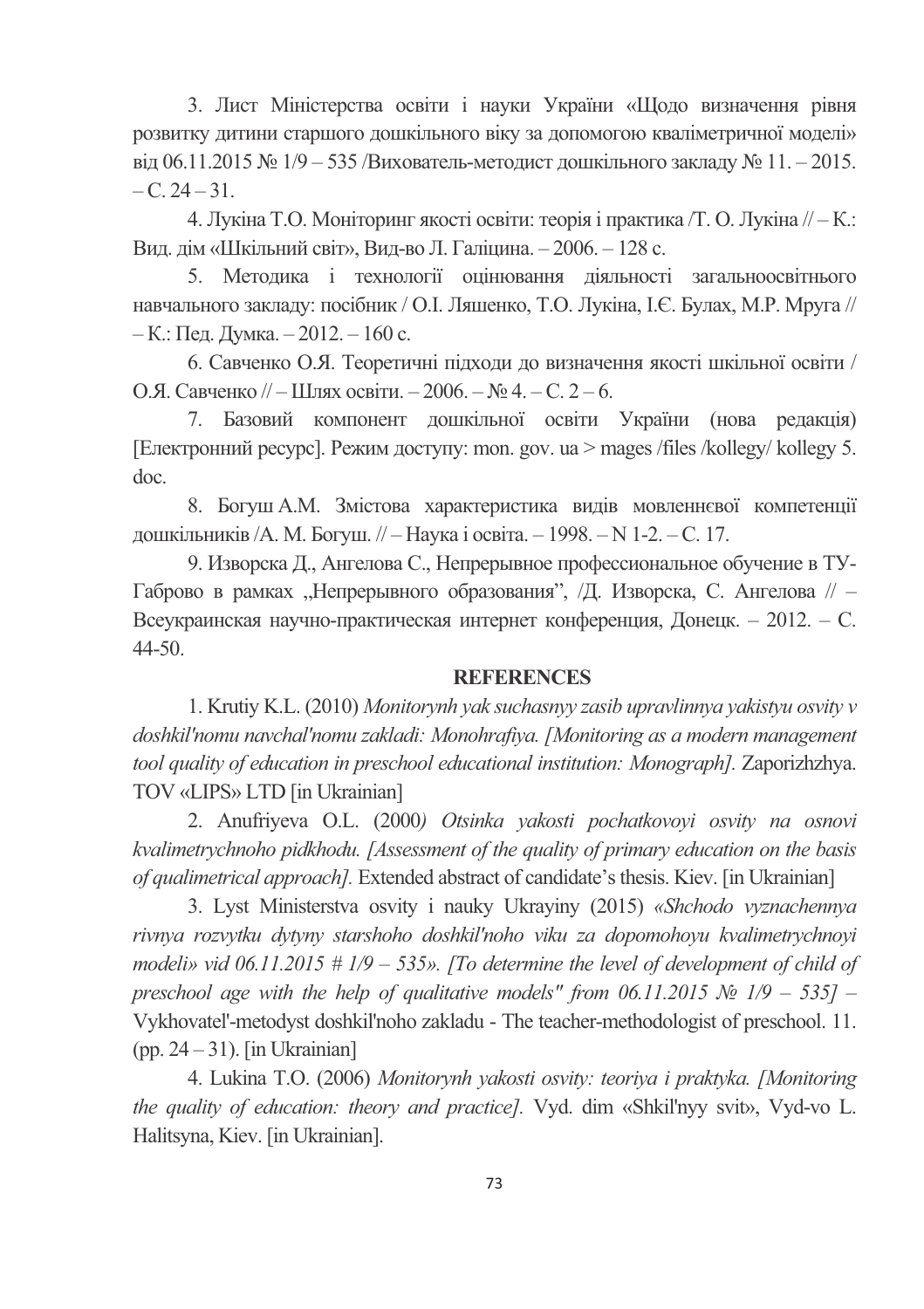3. Лист Міністерства освіти і науки України «Щодо визначення рівня розвитку дитини старшого дошкільного віку за допомогою кваліметричної моделі» від 06.11.2015 № 1/9 – 535 /Вихователь-методист дошкільного закладу № 11. – 2015. – С. 24 – 31.

4. Лукіна Т.О. Моніторинг якості освіти: теорія і практика /Т. О. Лукіна // – К.: Вид. дім «Шкільний світ», Вид-во Л. Галіцина. – 2006. – 128 с.

5. Методика і технології оцінювання діяльності загальноосвітнього навчального закладу: посібник / О.І. Ляшенко, Т.О. Лукіна, І.Є. Булах, М.Р. Мруга // – К.: Пед. Думка. – 2012. – 160 с.

6. Савченко О.Я. Теоретичні підходи до визначення якості шкільної освіти / О.Я. Савченко // – Шлях освіти. – 2006. – № 4. – С. 2 – 6.

7. Базовий компонент дошкільної освіти України (нова редакція) [Електронний ресурс]. Режим доступу: mon. gov. ua > mages /files /kollegy/ kollegy 5. doc.

8. Богуш А.М. Змістова характеристика видів мовленнєвої компетенції дошкільників /А. М. Богуш. // – Наука і освіта. – 1998. – N 1-2. – С. 17.

9. Изворска Д., Ангелова С., Непрерывное профессиональное обучение в ТУ-Габрово в рамках „Непрерывного образования", /Д. Изворска, С. Ангелова // – Всеукраинская научно-практическая интернет конференция, Донецк. – 2012. – С. 44-50.

## REFERENCES

1. Krutiy K.L. (2010) *Monitorynh yak suchasnyy zasib upravlinnya yakistyu osvity v doshkil'nomu navchal'nomu zakladi: Monohrafiya. [Monitoring as a modern management tool quality of education in preschool educational institution: Monograph].* Zaporizhzhya. TOV «LIPS» LTD [in Ukrainian]

2. Anufriyeva O.L. (2000*) Otsinka yakosti pochatkovoyi osvity na osnovi kvalimetrychnoho pidkhodu. [Assessment of the quality of primary education on the basis of qualimetrical approach].* Extended abstract of candidate's thesis. Kiev. [in Ukrainian]

3. Lyst Ministerstva osvity i nauky Ukrayiny (2015) *«Shchodo vyznachennya rivnya rozvytku dytyny starshoho doshkil'noho viku za dopomohoyu kvalimetrychnoyi modeli» vid 06.11.2015 # 1/9 – 535». [To determine the level of development of child of preschool age with the help of qualitative models" from 06.11.2015 № 1/9 – 535]* – Vykhovatel'-metodyst doshkil'noho zakladu - The teacher-methodologist of preschool. 11. (pp. 24 – 31). [in Ukrainian]

4. Lukina T.O. (2006) *Monitorynh yakosti osvity: teoriya i praktyka. [Monitoring the quality of education: theory and practice].* Vyd. dim «Shkil'nyy svit», Vyd-vo L. Halitsyna, Kiev. [in Ukrainian].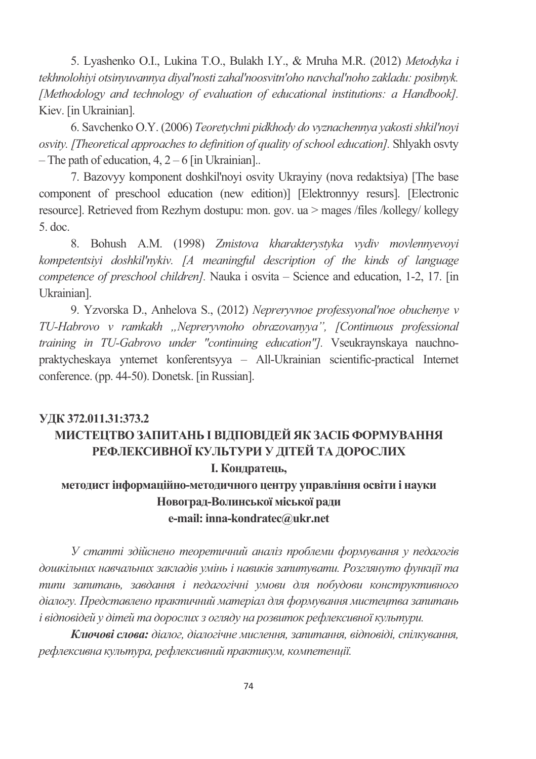5. Lyashenko O.I., Lukina T.O., Bulakh I.Y., & Mruha M.R. (2012) *Metodyka i tekhnolohiyi otsinyuvannya diyal'nosti zahal'noosvitn'oho navchal'noho zakladu: posibnyk. [Methodology and technology of evaluation of educational institutions: a Handbook].* Kiev. [in Ukrainian].

6. Savchenko O.Y. (2006) *Teoretychni pidkhody do vyznachennya yakosti shkil'noyi osvity. [Theoretical approaches to definition of quality of school education].* Shlyakh osvty – The path of education, 4, 2 – 6 [in Ukrainian]..

7. Bazovyy komponent doshkil'noyi osvity Ukrayiny (nova redaktsiya) [The base component of preschool education (new edition)] [Elektronnyy resurs]. [Electronic resource]. Retrieved from Rezhym dostupu: mon. gov. ua > mages /files /kollegy/ kollegy 5. doc.

8. Bohush A.M. (1998) *Zmistova kharakterystyka vydiv movlennyevoyi kompetentsiyi doshkil'nykiv. [A meaningful description of the kinds of language competence of preschool children].* Nauka i osvita – Science and education, 1-2, 17. [in Ukrainian].

9. Yzvorska D., Anhelova S., (2012) *Nepreryvnoe professyonal'noe obuchenye v TU-Habrovo v ramkakh „Nepreryvnoho obrazovanyya", [Continuous professional training in TU-Gabrovo under "continuing education"].* Vseukraynskaya nauchno-praktycheskaya ynternet konferentsyya – All-Ukrainian scientific-practical Internet conference. (pp. 44-50). Donetsk. [in Russian].

**УДК 372.011.31:373.2**

## МИСТЕЦТВО ЗАПИТАНЬ І ВІДПОВІДЕЙ ЯК ЗАСІБ ФОРМУВАННЯ РЕФЛЕКСИВНОЇ КУЛЬТУРИ У ДІТЕЙ ТА ДОРОСЛИХ

**І. Кондратець,**

**методист інформаційно-методичного центру управління освіти і науки Новоград-Волинської міської ради**

**e-mail: inna-kondratec@ukr.net**

*У статті здійснено теоретичний аналіз проблеми формування у педагогів дошкільних навчальних закладів умінь і навиків запитувати. Розглянуто функції та типи запитань, завдання і педагогічні умови для побудови конструктивного діалогу. Представлено практичний матеріал для формування мистецтва запитань і відповідей у дітей та дорослих з огляду на розвиток рефлексивної культури.*

***Ключові слова:*** *діалог, діалогічне мислення, запитання, відповіді, спілкування, рефлексивна культура, рефлексивний практикум, компетенції.*